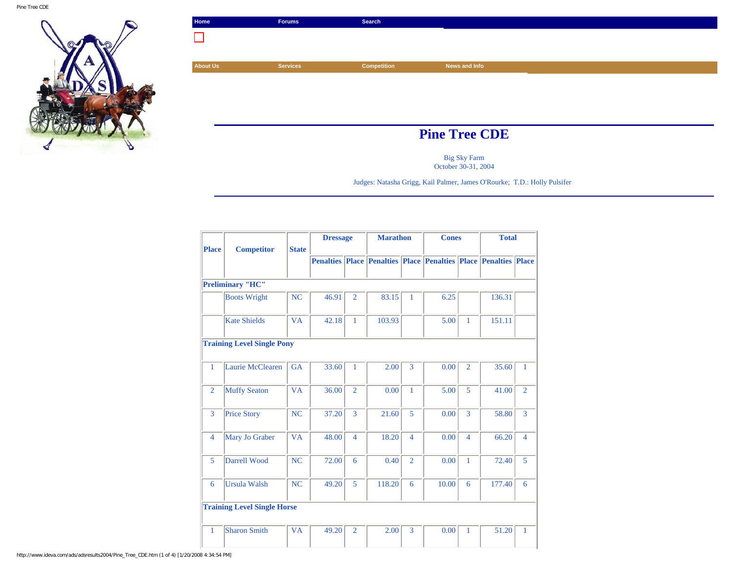Home | Forums | Search

About Us | Services | Competition | News and Info

# Pine Tree CDE

Big Sky Farm
October 30-31, 2004

Judges: Natasha Grigg, Kail Palmer, James O'Rourke; T.D.: Holly Pulsifer

| Place | Competitor | State | Dressage | | Marathon | | Cones | | Total | |
|---|---|---|---|---|---|---|---|---|---|---|
| | | | Penalties | Place | Penalties | Place | Penalties | Place | Penalties | Place |
| **Preliminary "HC"** | | | | | | | | | | |
| | Boots Wright | NC | 46.91 | 2 | 83.15 | 1 | 6.25 | | 136.31 | |
| | Kate Shields | VA | 42.18 | 1 | 103.93 | | 5.00 | 1 | 151.11 | |
| **Training Level Single Pony** | | | | | | | | | | |
| 1 | Laurie McClearen | GA | 33.60 | 1 | 2.00 | 3 | 0.00 | 2 | 35.60 | 1 |
| 2 | Muffy Seaton | VA | 36.00 | 2 | 0.00 | 1 | 5.00 | 5 | 41.00 | 2 |
| 3 | Price Story | NC | 37.20 | 3 | 21.60 | 5 | 0.00 | 3 | 58.80 | 3 |
| 4 | Mary Jo Graber | VA | 48.00 | 4 | 18.20 | 4 | 0.00 | 4 | 66.20 | 4 |
| 5 | Darrell Wood | NC | 72.00 | 6 | 0.40 | 2 | 0.00 | 1 | 72.40 | 5 |
| 6 | Ursula Walsh | NC | 49.20 | 5 | 118.20 | 6 | 10.00 | 6 | 177.40 | 6 |
| **Training Level Single Horse** | | | | | | | | | | |
| 1 | Sharon Smith | VA | 49.20 | 2 | 2.00 | 3 | 0.00 | 1 | 51.20 | 1 |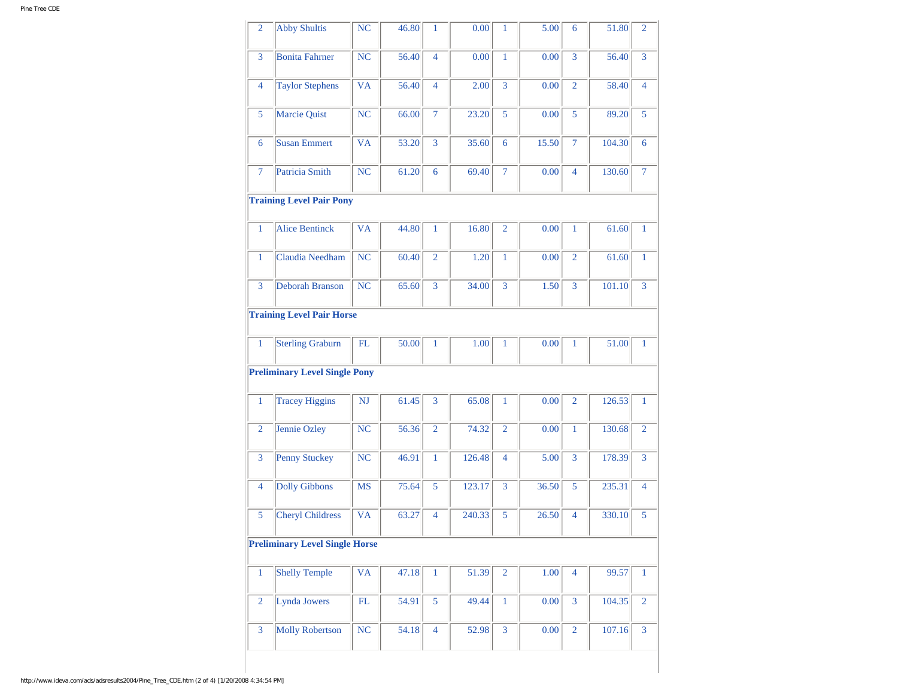| | | | | | | | | | | |
|---|---|---|---|---|---|---|---|---|---|---|
| 2 | Abby Shultis | NC | 46.80 | 1 | 0.00 | 1 | 5.00 | 6 | 51.80 | 2 |
| 3 | Bonita Fahrner | NC | 56.40 | 4 | 0.00 | 1 | 0.00 | 3 | 56.40 | 3 |
| 4 | Taylor Stephens | VA | 56.40 | 4 | 2.00 | 3 | 0.00 | 2 | 58.40 | 4 |
| 5 | Marcie Quist | NC | 66.00 | 7 | 23.20 | 5 | 0.00 | 5 | 89.20 | 5 |
| 6 | Susan Emmert | VA | 53.20 | 3 | 35.60 | 6 | 15.50 | 7 | 104.30 | 6 |
| 7 | Patricia Smith | NC | 61.20 | 6 | 69.40 | 7 | 0.00 | 4 | 130.60 | 7 |
| **Training Level Pair Pony** | | | | | | | | | | |
| 1 | Alice Bentinck | VA | 44.80 | 1 | 16.80 | 2 | 0.00 | 1 | 61.60 | 1 |
| 1 | Claudia Needham | NC | 60.40 | 2 | 1.20 | 1 | 0.00 | 2 | 61.60 | 1 |
| 3 | Deborah Branson | NC | 65.60 | 3 | 34.00 | 3 | 1.50 | 3 | 101.10 | 3 |
| **Training Level Pair Horse** | | | | | | | | | | |
| 1 | Sterling Graburn | FL | 50.00 | 1 | 1.00 | 1 | 0.00 | 1 | 51.00 | 1 |
| **Preliminary Level Single Pony** | | | | | | | | | | |
| 1 | Tracey Higgins | NJ | 61.45 | 3 | 65.08 | 1 | 0.00 | 2 | 126.53 | 1 |
| 2 | Jennie Ozley | NC | 56.36 | 2 | 74.32 | 2 | 0.00 | 1 | 130.68 | 2 |
| 3 | Penny Stuckey | NC | 46.91 | 1 | 126.48 | 4 | 5.00 | 3 | 178.39 | 3 |
| 4 | Dolly Gibbons | MS | 75.64 | 5 | 123.17 | 3 | 36.50 | 5 | 235.31 | 4 |
| 5 | Cheryl Childress | VA | 63.27 | 4 | 240.33 | 5 | 26.50 | 4 | 330.10 | 5 |
| **Preliminary Level Single Horse** | | | | | | | | | | |
| 1 | Shelly Temple | VA | 47.18 | 1 | 51.39 | 2 | 1.00 | 4 | 99.57 | 1 |
| 2 | Lynda Jowers | FL | 54.91 | 5 | 49.44 | 1 | 0.00 | 3 | 104.35 | 2 |
| 3 | Molly Robertson | NC | 54.18 | 4 | 52.98 | 3 | 0.00 | 2 | 107.16 | 3 |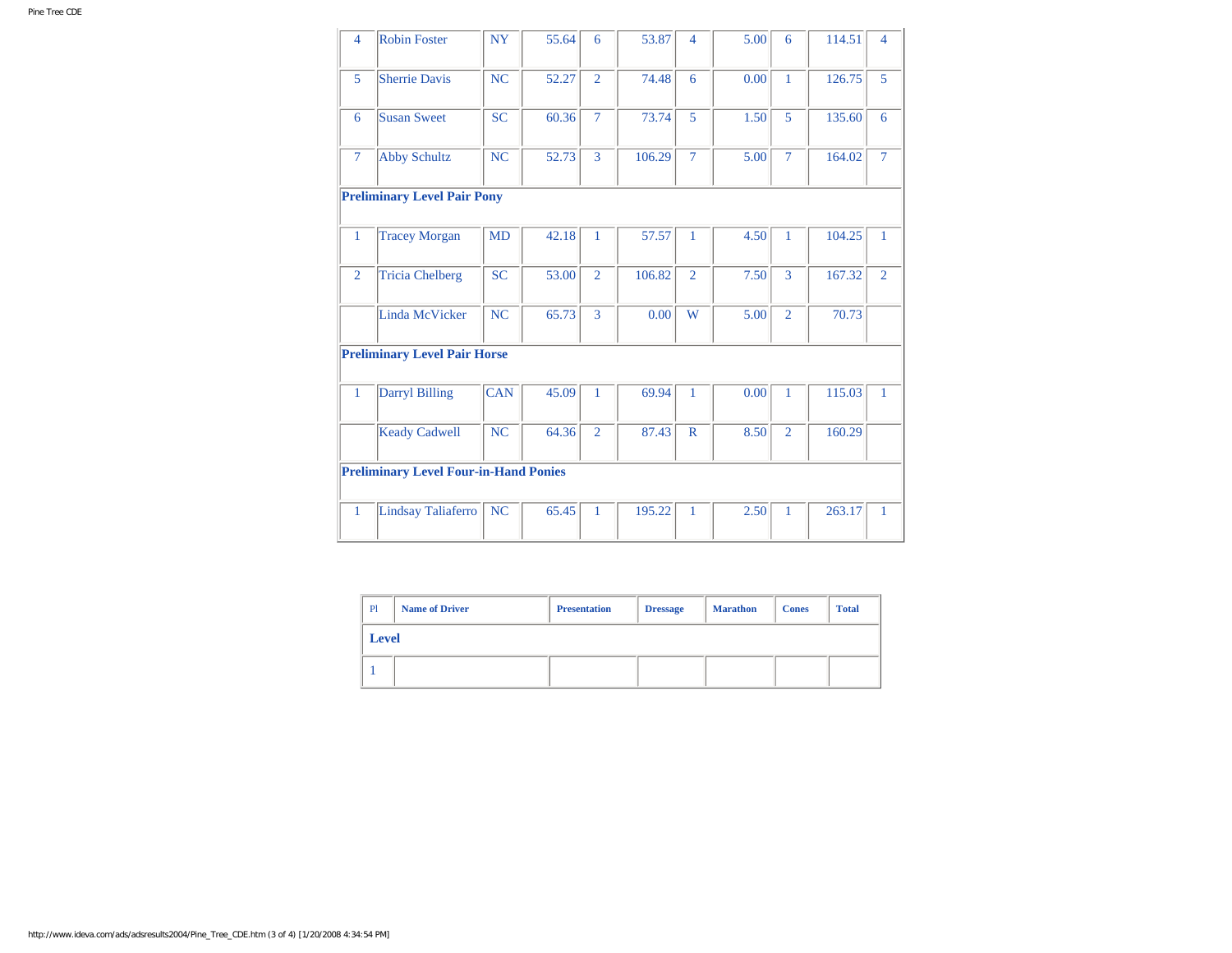| | | | | | | | | | | |
|---|---|---|---|---|---|---|---|---|---|---|
| 4 | Robin Foster | NY | 55.64 | 6 | 53.87 | 4 | 5.00 | 6 | 114.51 | 4 |
| 5 | Sherrie Davis | NC | 52.27 | 2 | 74.48 | 6 | 0.00 | 1 | 126.75 | 5 |
| 6 | Susan Sweet | SC | 60.36 | 7 | 73.74 | 5 | 1.50 | 5 | 135.60 | 6 |
| 7 | Abby Schultz | NC | 52.73 | 3 | 106.29 | 7 | 5.00 | 7 | 164.02 | 7 |
| **Preliminary Level Pair Pony** | | | | | | | | | | |
| 1 | Tracey Morgan | MD | 42.18 | 1 | 57.57 | 1 | 4.50 | 1 | 104.25 | 1 |
| 2 | Tricia Chelberg | SC | 53.00 | 2 | 106.82 | 2 | 7.50 | 3 | 167.32 | 2 |
| | Linda McVicker | NC | 65.73 | 3 | 0.00 | W | 5.00 | 2 | 70.73 | |
| **Preliminary Level Pair Horse** | | | | | | | | | | |
| 1 | Darryl Billing | CAN | 45.09 | 1 | 69.94 | 1 | 0.00 | 1 | 115.03 | 1 |
| | Keady Cadwell | NC | 64.36 | 2 | 87.43 | R | 8.50 | 2 | 160.29 | |
| **Preliminary Level Four-in-Hand Ponies** | | | | | | | | | | |
| 1 | Lindsay Taliaferro | NC | 65.45 | 1 | 195.22 | 1 | 2.50 | 1 | 263.17 | 1 |

| Pl | Name of Driver | Presentation | Dressage | Marathon | Cones | Total |
|---|---|---|---|---|---|---|
| **Level** | | | | | | |
| 1 | | | | | | |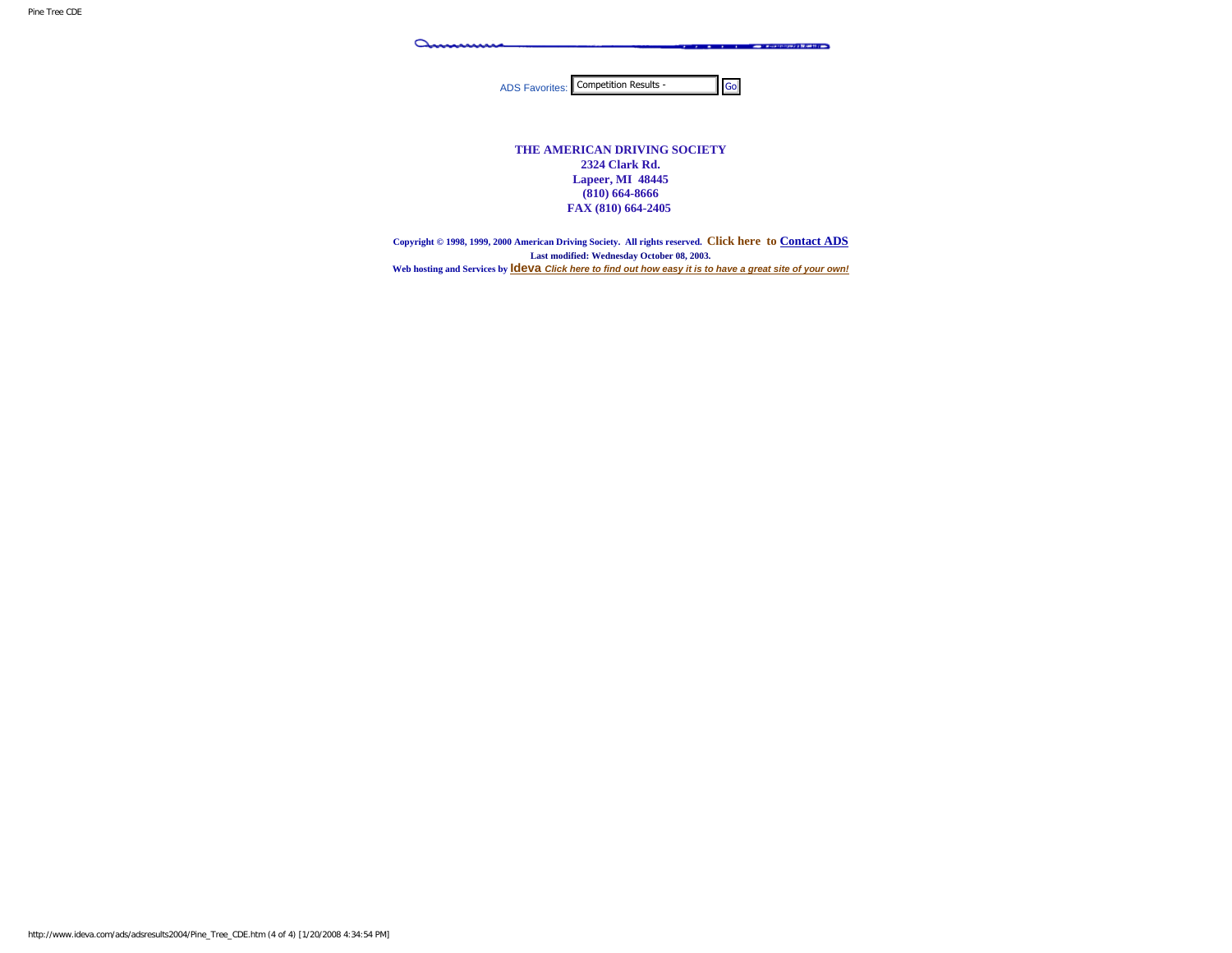ADS Favorites: Competition Results - Go

**THE AMERICAN DRIVING SOCIETY**
**2324 Clark Rd.**
**Lapeer, MI 48445**
**(810) 664-8666**
**FAX (810) 664-2405**

**Copyright © 1998, 1999, 2000 American Driving Society. All rights reserved. Click here to Contact ADS**
**Last modified: Wednesday October 08, 2003.**
**Web hosting and Services by Ideva *Click here to find out how easy it is to have a great site of your own!***